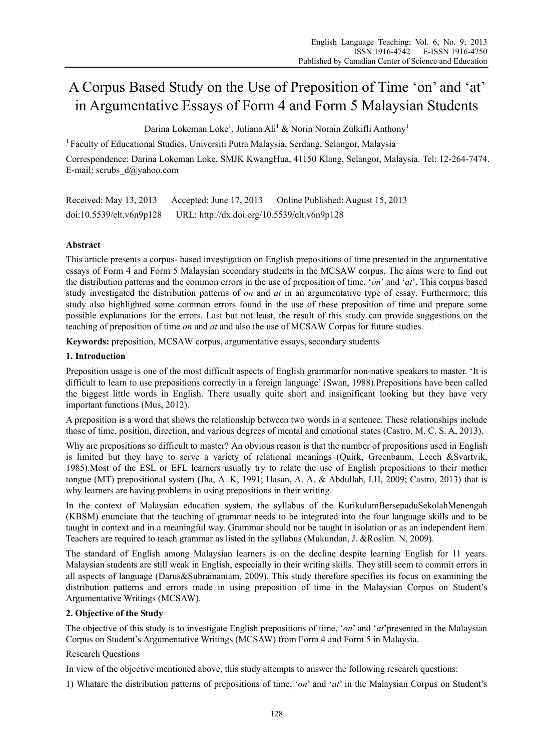# A Corpus Based Study on the Use of Preposition of Time 'on' and 'at' in Argumentative Essays of Form 4 and Form 5 Malaysian Students

Darina Lokeman Loke[1], Juliana Ali[1] & Norin Norain Zulkifli Anthony[1]

[1] Faculty of Educational Studies, Universiti Putra Malaysia, Serdang, Selangor, Malaysia

Correspondence: Darina Lokeman Loke, SMJK KwangHua, 41150 Klang, Selangor, Malaysia. Tel: 12-264-7474. E-mail: scrubs_d@yahoo.com

Received: May 13, 2013 Accepted: June 17, 2013 Online Published: August 15, 2013

doi:10.5539/elt.v6n9p128 URL: http://dx.doi.org/10.5539/elt.v6n9p128

**Abstract**

This article presents a corpus- based investigation on English prepositions of time presented in the argumentative essays of Form 4 and Form 5 Malaysian secondary students in the MCSAW corpus. The aims were to find out the distribution patterns and the common errors in the use of preposition of time, '*on*' and '*at*'. This corpus based study investigated the distribution patterns of *on* and *at* in an argumentative type of essay. Furthermore, this study also highlighted some common errors found in the use of these preposition of time and prepare some possible explanations for the errors. Last but not least, the result of this study can provide suggestions on the teaching of preposition of time *on* and *at* and also the use of MCSAW Corpus for future studies.

**Keywords:** preposition, MCSAW corpus, argumentative essays, secondary students

## 1. Introduction

Preposition usage is one of the most difficult aspects of English grammarfor non-native speakers to master. 'It is difficult to learn to use prepositions correctly in a foreign language' (Swan, 1988).Prepositions have been called the biggest little words in English. There usually quite short and insignificant looking but they have very important functions (Mus, 2012).

A preposition is a word that shows the relationship between two words in a sentence. These relationships include those of time, position, direction, and various degrees of mental and emotional states (Castro, M. C. S. A, 2013).

Why are prepositions so difficult to master? An obvious reason is that the number of prepositions used in English is limited but they have to serve a variety of relational meanings (Quirk, Greenbaum, Leech &Svartvik, 1985).Most of the ESL or EFL learners usually try to relate the use of English prepositions to their mother tongue (MT) prepositional system (Jha, A. K, 1991; Hasan, A. A. & Abdullah, I.H, 2009; Castro, 2013) that is why learners are having problems in using prepositions in their writing.

In the context of Malaysian education system, the syllabus of the KurikulumBersepaduSekolahMenengah (KBSM) enunciate that the teaching of grammar needs to be integrated into the four language skills and to be taught in context and in a meaningful way. Grammar should not be taught in isolation or as an independent item. Teachers are required to teach grammar as listed in the syllabus (Mukundan, J. &Roslim. N, 2009).

The standard of English among Malaysian learners is on the decline despite learning English for 11 years. Malaysian students are still weak in English, especially in their writing skills. They still seem to commit errors in all aspects of language (Darus&Subramaniam, 2009). This study therefore specifies its focus on examining the distribution patterns and errors made in using preposition of time in the Malaysian Corpus on Student's Argumentative Writings (MCSAW).

## 2. Objective of the Study

The objective of this study is to investigate English prepositions of time, '*on*' and '*at*'presented in the Malaysian Corpus on Student's Argumentative Writings (MCSAW) from Form 4 and Form 5 in Malaysia.

Research Questions

In view of the objective mentioned above, this study attempts to answer the following research questions:

1) Whatare the distribution patterns of prepositions of time, '*on*' and '*at*' in the Malaysian Corpus on Student's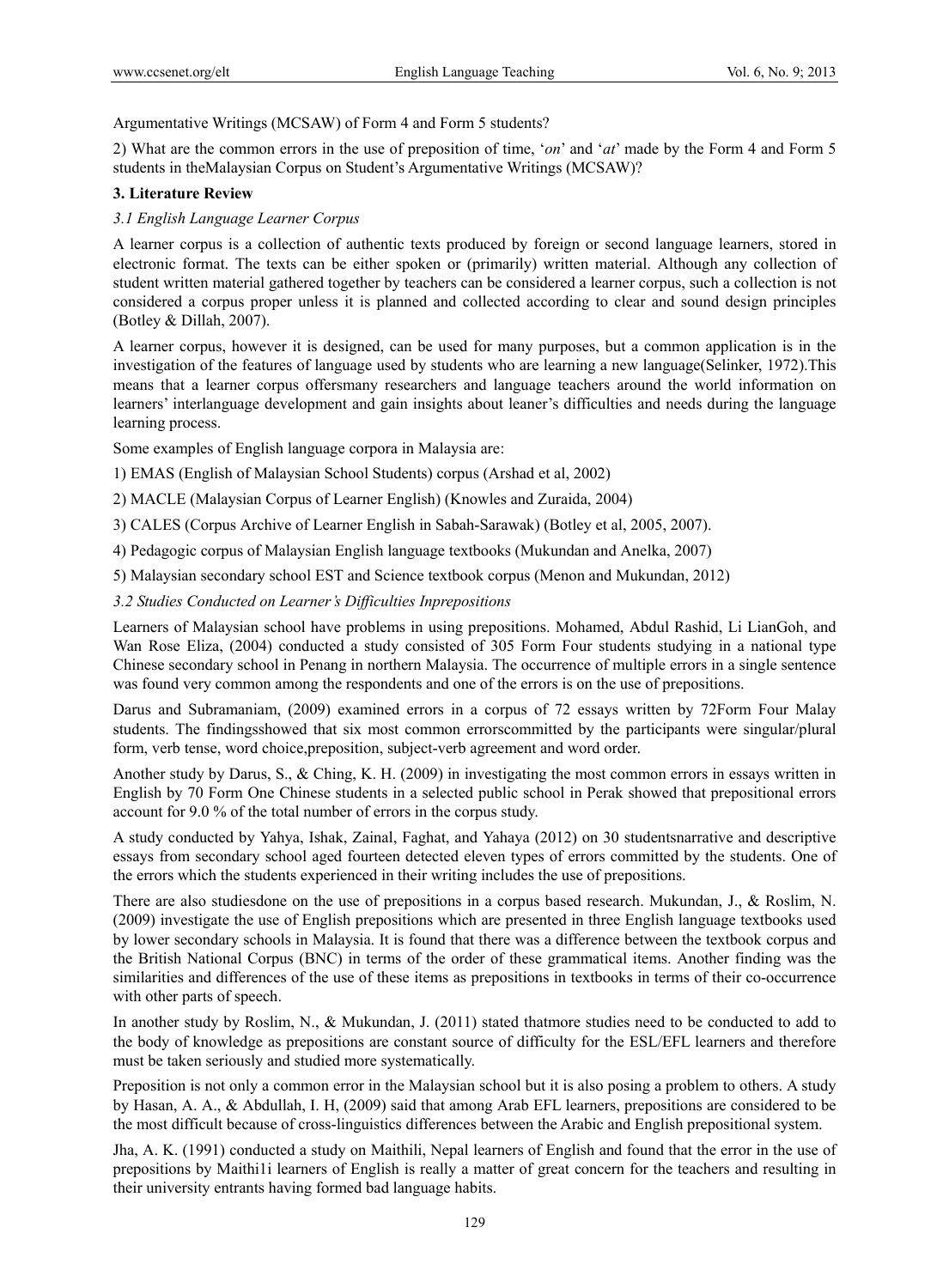Argumentative Writings (MCSAW) of Form 4 and Form 5 students?

2) What are the common errors in the use of preposition of time, '*on*' and '*at*' made by the Form 4 and Form 5 students in theMalaysian Corpus on Student's Argumentative Writings (MCSAW)?

## 3. Literature Review

### *3.1 English Language Learner Corpus*

A learner corpus is a collection of authentic texts produced by foreign or second language learners, stored in electronic format. The texts can be either spoken or (primarily) written material. Although any collection of student written material gathered together by teachers can be considered a learner corpus, such a collection is not considered a corpus proper unless it is planned and collected according to clear and sound design principles (Botley & Dillah, 2007).

A learner corpus, however it is designed, can be used for many purposes, but a common application is in the investigation of the features of language used by students who are learning a new language(Selinker, 1972).This means that a learner corpus offersmany researchers and language teachers around the world information on learners' interlanguage development and gain insights about leaner's difficulties and needs during the language learning process.

Some examples of English language corpora in Malaysia are:

1) EMAS (English of Malaysian School Students) corpus (Arshad et al, 2002)

2) MACLE (Malaysian Corpus of Learner English) (Knowles and Zuraida, 2004)

3) CALES (Corpus Archive of Learner English in Sabah-Sarawak) (Botley et al, 2005, 2007).

4) Pedagogic corpus of Malaysian English language textbooks (Mukundan and Anelka, 2007)

5) Malaysian secondary school EST and Science textbook corpus (Menon and Mukundan, 2012)

### *3.2 Studies Conducted on Learner's Difficulties Inprepositions*

Learners of Malaysian school have problems in using prepositions. Mohamed, Abdul Rashid, Li LianGoh, and Wan Rose Eliza, (2004) conducted a study consisted of 305 Form Four students studying in a national type Chinese secondary school in Penang in northern Malaysia. The occurrence of multiple errors in a single sentence was found very common among the respondents and one of the errors is on the use of prepositions.

Darus and Subramaniam, (2009) examined errors in a corpus of 72 essays written by 72Form Four Malay students. The findingsshowed that six most common errorscommitted by the participants were singular/plural form, verb tense, word choice,preposition, subject-verb agreement and word order.

Another study by Darus, S., & Ching, K. H. (2009) in investigating the most common errors in essays written in English by 70 Form One Chinese students in a selected public school in Perak showed that prepositional errors account for 9.0 % of the total number of errors in the corpus study.

A study conducted by Yahya, Ishak, Zainal, Faghat, and Yahaya (2012) on 30 studentsnarrative and descriptive essays from secondary school aged fourteen detected eleven types of errors committed by the students. One of the errors which the students experienced in their writing includes the use of prepositions.

There are also studiesdone on the use of prepositions in a corpus based research. Mukundan, J., & Roslim, N. (2009) investigate the use of English prepositions which are presented in three English language textbooks used by lower secondary schools in Malaysia. It is found that there was a difference between the textbook corpus and the British National Corpus (BNC) in terms of the order of these grammatical items. Another finding was the similarities and differences of the use of these items as prepositions in textbooks in terms of their co-occurrence with other parts of speech.

In another study by Roslim, N., & Mukundan, J. (2011) stated thatmore studies need to be conducted to add to the body of knowledge as prepositions are constant source of difficulty for the ESL/EFL learners and therefore must be taken seriously and studied more systematically.

Preposition is not only a common error in the Malaysian school but it is also posing a problem to others. A study by Hasan, A. A., & Abdullah, I. H, (2009) said that among Arab EFL learners, prepositions are considered to be the most difficult because of cross-linguistics differences between the Arabic and English prepositional system.

Jha, A. K. (1991) conducted a study on Maithili, Nepal learners of English and found that the error in the use of prepositions by Maithi1i learners of English is really a matter of great concern for the teachers and resulting in their university entrants having formed bad language habits.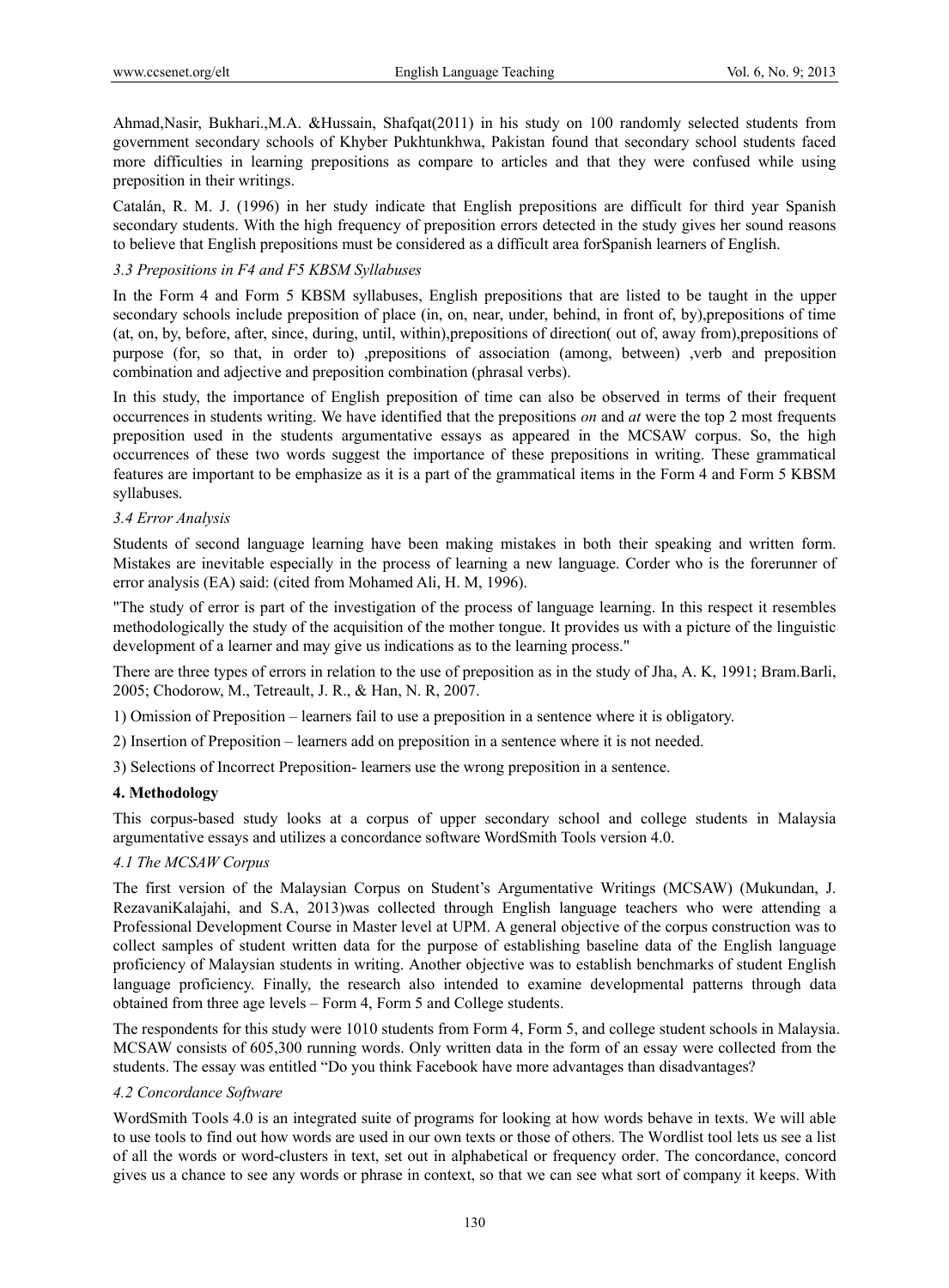Ahmad,Nasir, Bukhari.,M.A. &Hussain, Shafqat(2011) in his study on 100 randomly selected students from government secondary schools of Khyber Pukhtunkhwa, Pakistan found that secondary school students faced more difficulties in learning prepositions as compare to articles and that they were confused while using preposition in their writings.

Catalán, R. M. J. (1996) in her study indicate that English prepositions are difficult for third year Spanish secondary students. With the high frequency of preposition errors detected in the study gives her sound reasons to believe that English prepositions must be considered as a difficult area forSpanish learners of English.

### *3.3 Prepositions in F4 and F5 KBSM Syllabuses*

In the Form 4 and Form 5 KBSM syllabuses, English prepositions that are listed to be taught in the upper secondary schools include preposition of place (in, on, near, under, behind, in front of, by),prepositions of time (at, on, by, before, after, since, during, until, within),prepositions of direction( out of, away from),prepositions of purpose (for, so that, in order to) ,prepositions of association (among, between) ,verb and preposition combination and adjective and preposition combination (phrasal verbs).

In this study, the importance of English preposition of time can also be observed in terms of their frequent occurrences in students writing. We have identified that the prepositions *on* and *at* were the top 2 most frequents preposition used in the students argumentative essays as appeared in the MCSAW corpus. So, the high occurrences of these two words suggest the importance of these prepositions in writing. These grammatical features are important to be emphasize as it is a part of the grammatical items in the Form 4 and Form 5 KBSM syllabuses.

### *3.4 Error Analysis*

Students of second language learning have been making mistakes in both their speaking and written form. Mistakes are inevitable especially in the process of learning a new language. Corder who is the forerunner of error analysis (EA) said: (cited from Mohamed Ali, H. M, 1996).

"The study of error is part of the investigation of the process of language learning. In this respect it resembles methodologically the study of the acquisition of the mother tongue. It provides us with a picture of the linguistic development of a learner and may give us indications as to the learning process."

There are three types of errors in relation to the use of preposition as in the study of Jha, A. K, 1991; Bram.Barli, 2005; Chodorow, M., Tetreault, J. R., & Han, N. R, 2007.

1) Omission of Preposition – learners fail to use a preposition in a sentence where it is obligatory.

2) Insertion of Preposition – learners add on preposition in a sentence where it is not needed.

3) Selections of Incorrect Preposition- learners use the wrong preposition in a sentence.

## **4. Methodology**

This corpus-based study looks at a corpus of upper secondary school and college students in Malaysia argumentative essays and utilizes a concordance software WordSmith Tools version 4.0.

### *4.1 The MCSAW Corpus*

The first version of the Malaysian Corpus on Student's Argumentative Writings (MCSAW) (Mukundan, J. RezavaniKalajahi, and S.A, 2013)was collected through English language teachers who were attending a Professional Development Course in Master level at UPM. A general objective of the corpus construction was to collect samples of student written data for the purpose of establishing baseline data of the English language proficiency of Malaysian students in writing. Another objective was to establish benchmarks of student English language proficiency. Finally, the research also intended to examine developmental patterns through data obtained from three age levels – Form 4, Form 5 and College students.

The respondents for this study were 1010 students from Form 4, Form 5, and college student schools in Malaysia. MCSAW consists of 605,300 running words. Only written data in the form of an essay were collected from the students. The essay was entitled "Do you think Facebook have more advantages than disadvantages?

### *4.2 Concordance Software*

WordSmith Tools 4.0 is an integrated suite of programs for looking at how words behave in texts. We will able to use tools to find out how words are used in our own texts or those of others. The Wordlist tool lets us see a list of all the words or word-clusters in text, set out in alphabetical or frequency order. The concordance, concord gives us a chance to see any words or phrase in context, so that we can see what sort of company it keeps. With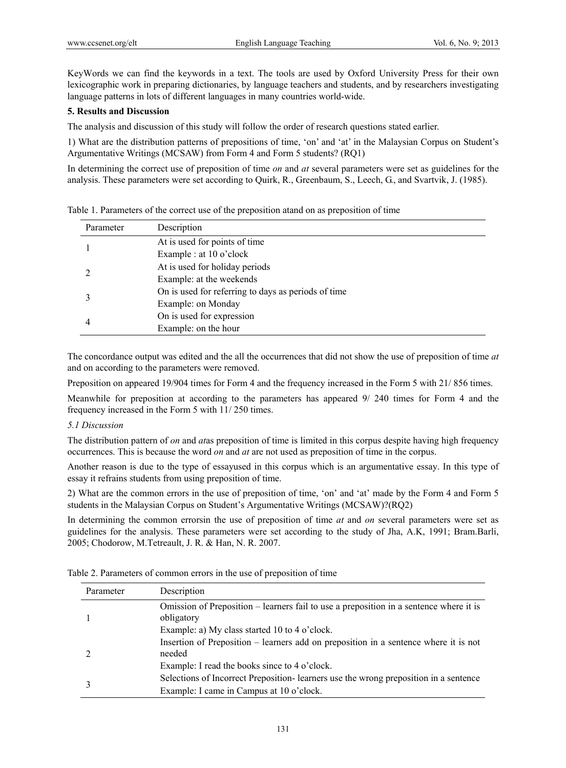KeyWords we can find the keywords in a text. The tools are used by Oxford University Press for their own lexicographic work in preparing dictionaries, by language teachers and students, and by researchers investigating language patterns in lots of different languages in many countries world-wide.

**5. Results and Discussion**

The analysis and discussion of this study will follow the order of research questions stated earlier.

1) What are the distribution patterns of prepositions of time, 'on' and 'at' in the Malaysian Corpus on Student's Argumentative Writings (MCSAW) from Form 4 and Form 5 students? (RQ1)

In determining the correct use of preposition of time *on* and *at* several parameters were set as guidelines for the analysis. These parameters were set according to Quirk, R., Greenbaum, S., Leech, G., and Svartvik, J. (1985).

Table 1. Parameters of the correct use of the preposition atand on as preposition of time

| Parameter | Description |
|---|---|
| 1 | At is used for points of time<br>Example : at 10 o'clock |
| 2 | At is used for holiday periods<br>Example: at the weekends |
| 3 | On is used for referring to days as periods of time<br>Example: on Monday |
| 4 | On is used for expression<br>Example: on the hour |

The concordance output was edited and the all the occurrences that did not show the use of preposition of time *at* and on according to the parameters were removed.

Preposition on appeared 19/904 times for Form 4 and the frequency increased in the Form 5 with 21/ 856 times.

Meanwhile for preposition at according to the parameters has appeared 9/ 240 times for Form 4 and the frequency increased in the Form 5 with 11/ 250 times.

*5.1 Discussion*

The distribution pattern of *on* and *at*as preposition of time is limited in this corpus despite having high frequency occurrences. This is because the word *on* and *at* are not used as preposition of time in the corpus.

Another reason is due to the type of essayused in this corpus which is an argumentative essay. In this type of essay it refrains students from using preposition of time.

2) What are the common errors in the use of preposition of time, 'on' and 'at' made by the Form 4 and Form 5 students in the Malaysian Corpus on Student's Argumentative Writings (MCSAW)?(RQ2)

In determining the common errorsin the use of preposition of time *at* and *on* several parameters were set as guidelines for the analysis. These parameters were set according to the study of Jha, A.K, 1991; Bram.Barli, 2005; Chodorow, M.Tetreault, J. R. & Han, N. R. 2007.

Table 2. Parameters of common errors in the use of preposition of time

| Parameter | Description |
|---|---|
| 1 | Omission of Preposition – learners fail to use a preposition in a sentence where it is obligatory<br>Example: a) My class started 10 to 4 o'clock. |
| 2 | Insertion of Preposition – learners add on preposition in a sentence where it is not needed<br>Example: I read the books since to 4 o'clock. |
| 3 | Selections of Incorrect Preposition- learners use the wrong preposition in a sentence<br>Example: I came in Campus at 10 o'clock. |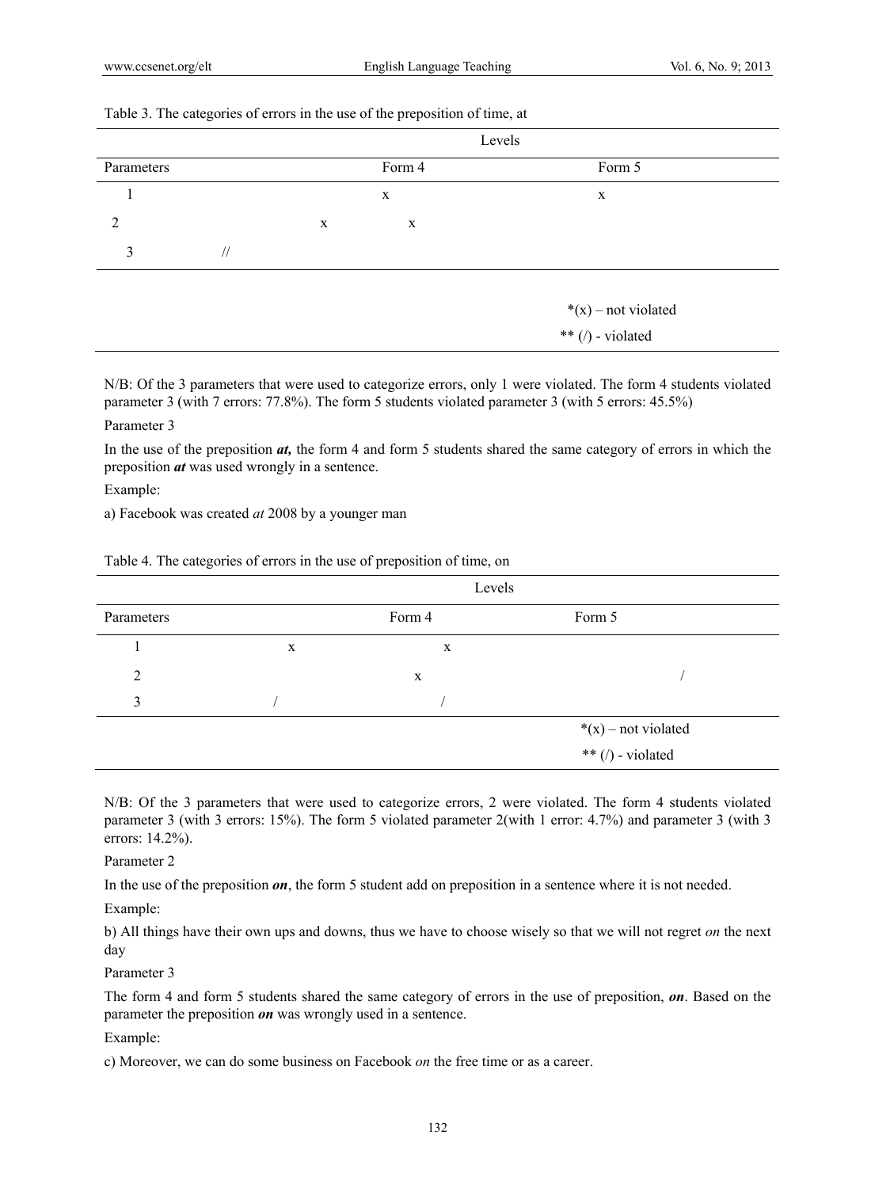Table 3. The categories of errors in the use of the preposition of time, at

| | Levels | |
|---|---|---|
| Parameters | Form 4 | Form 5 |
| 1 | x | x |
| 2 | x | x |
| 3 | // | |

*(x) – not violated

** (/) - violated

N/B: Of the 3 parameters that were used to categorize errors, only 1 were violated. The form 4 students violated parameter 3 (with 7 errors: 77.8%). The form 5 students violated parameter 3 (with 5 errors: 45.5%)

Parameter 3

In the use of the preposition ***at,*** the form 4 and form 5 students shared the same category of errors in which the preposition ***at*** was used wrongly in a sentence.

Example:

a) Facebook was created *at* 2008 by a younger man

Table 4. The categories of errors in the use of preposition of time, on

| | Levels | |
|---|---|---|
| Parameters | Form 4 | Form 5 |
| 1 | x | x |
| 2 | x | / |
| 3 | / | / |

*(x) – not violated

** (/) - violated

N/B: Of the 3 parameters that were used to categorize errors, 2 were violated. The form 4 students violated parameter 3 (with 3 errors: 15%). The form 5 violated parameter 2(with 1 error: 4.7%) and parameter 3 (with 3 errors: 14.2%).

Parameter 2

In the use of the preposition ***on***, the form 5 student add on preposition in a sentence where it is not needed.

Example:

b) All things have their own ups and downs, thus we have to choose wisely so that we will not regret *on* the next day

Parameter 3

The form 4 and form 5 students shared the same category of errors in the use of preposition, ***on***. Based on the parameter the preposition ***on*** was wrongly used in a sentence.

Example:

c) Moreover, we can do some business on Facebook *on* the free time or as a career.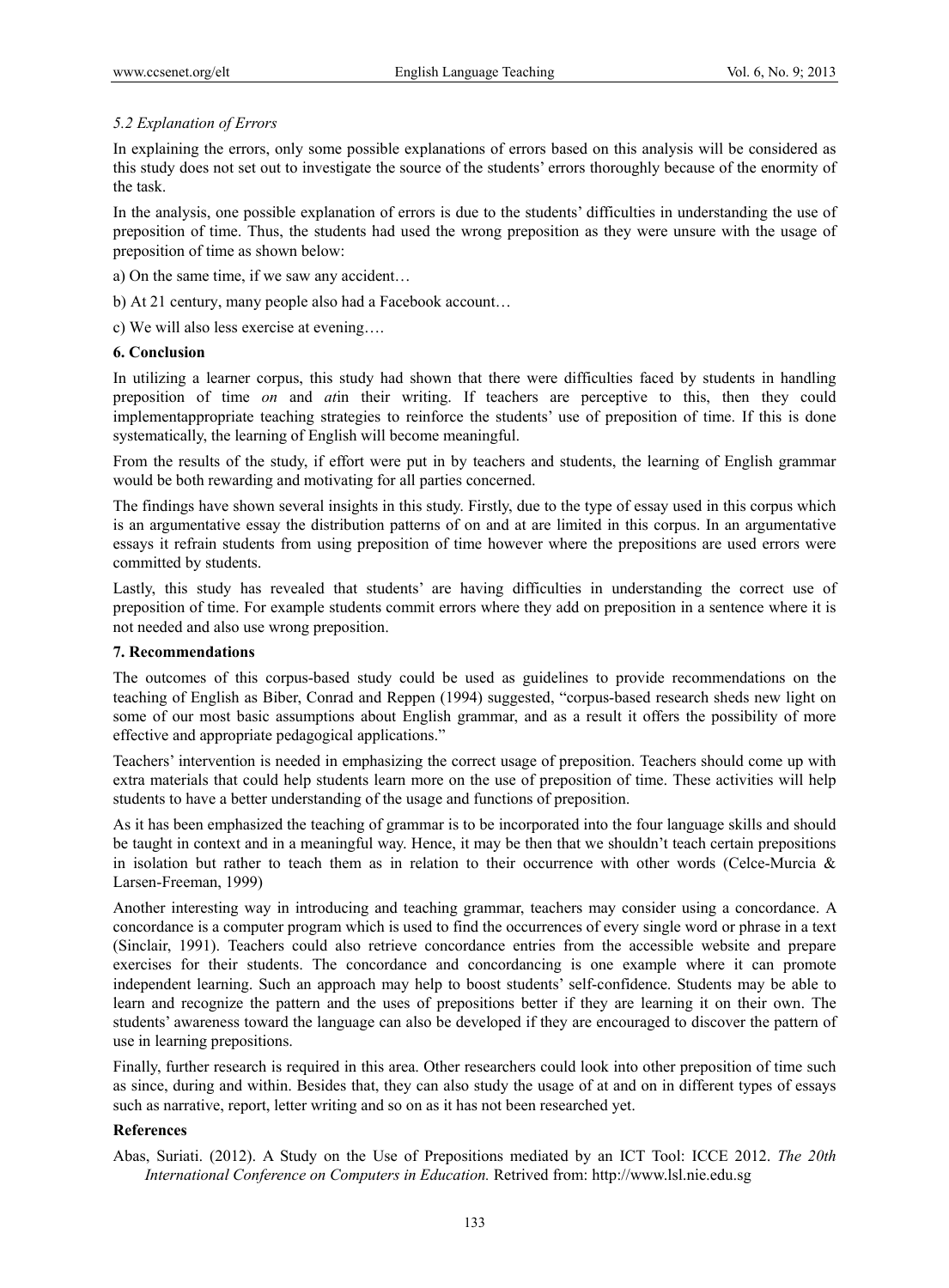### *5.2 Explanation of Errors*

In explaining the errors, only some possible explanations of errors based on this analysis will be considered as this study does not set out to investigate the source of the students' errors thoroughly because of the enormity of the task.

In the analysis, one possible explanation of errors is due to the students' difficulties in understanding the use of preposition of time. Thus, the students had used the wrong preposition as they were unsure with the usage of preposition of time as shown below:

a) On the same time, if we saw any accident…

b) At 21 century, many people also had a Facebook account…

c) We will also less exercise at evening….

## 6. Conclusion

In utilizing a learner corpus, this study had shown that there were difficulties faced by students in handling preposition of time *on* and *at*in their writing. If teachers are perceptive to this, then they could implementappropriate teaching strategies to reinforce the students' use of preposition of time. If this is done systematically, the learning of English will become meaningful.

From the results of the study, if effort were put in by teachers and students, the learning of English grammar would be both rewarding and motivating for all parties concerned.

The findings have shown several insights in this study. Firstly, due to the type of essay used in this corpus which is an argumentative essay the distribution patterns of on and at are limited in this corpus. In an argumentative essays it refrain students from using preposition of time however where the prepositions are used errors were committed by students.

Lastly, this study has revealed that students' are having difficulties in understanding the correct use of preposition of time. For example students commit errors where they add on preposition in a sentence where it is not needed and also use wrong preposition.

## 7. Recommendations

The outcomes of this corpus-based study could be used as guidelines to provide recommendations on the teaching of English as Biber, Conrad and Reppen (1994) suggested, "corpus-based research sheds new light on some of our most basic assumptions about English grammar, and as a result it offers the possibility of more effective and appropriate pedagogical applications."

Teachers' intervention is needed in emphasizing the correct usage of preposition. Teachers should come up with extra materials that could help students learn more on the use of preposition of time. These activities will help students to have a better understanding of the usage and functions of preposition.

As it has been emphasized the teaching of grammar is to be incorporated into the four language skills and should be taught in context and in a meaningful way. Hence, it may be then that we shouldn't teach certain prepositions in isolation but rather to teach them as in relation to their occurrence with other words (Celce-Murcia & Larsen-Freeman, 1999)

Another interesting way in introducing and teaching grammar, teachers may consider using a concordance. A concordance is a computer program which is used to find the occurrences of every single word or phrase in a text (Sinclair, 1991). Teachers could also retrieve concordance entries from the accessible website and prepare exercises for their students. The concordance and concordancing is one example where it can promote independent learning. Such an approach may help to boost students' self-confidence. Students may be able to learn and recognize the pattern and the uses of prepositions better if they are learning it on their own. The students' awareness toward the language can also be developed if they are encouraged to discover the pattern of use in learning prepositions.

Finally, further research is required in this area. Other researchers could look into other preposition of time such as since, during and within. Besides that, they can also study the usage of at and on in different types of essays such as narrative, report, letter writing and so on as it has not been researched yet.

## References

Abas, Suriati. (2012). A Study on the Use of Prepositions mediated by an ICT Tool: ICCE 2012. *The 20th International Conference on Computers in Education.* Retrived from: http://www.lsl.nie.edu.sg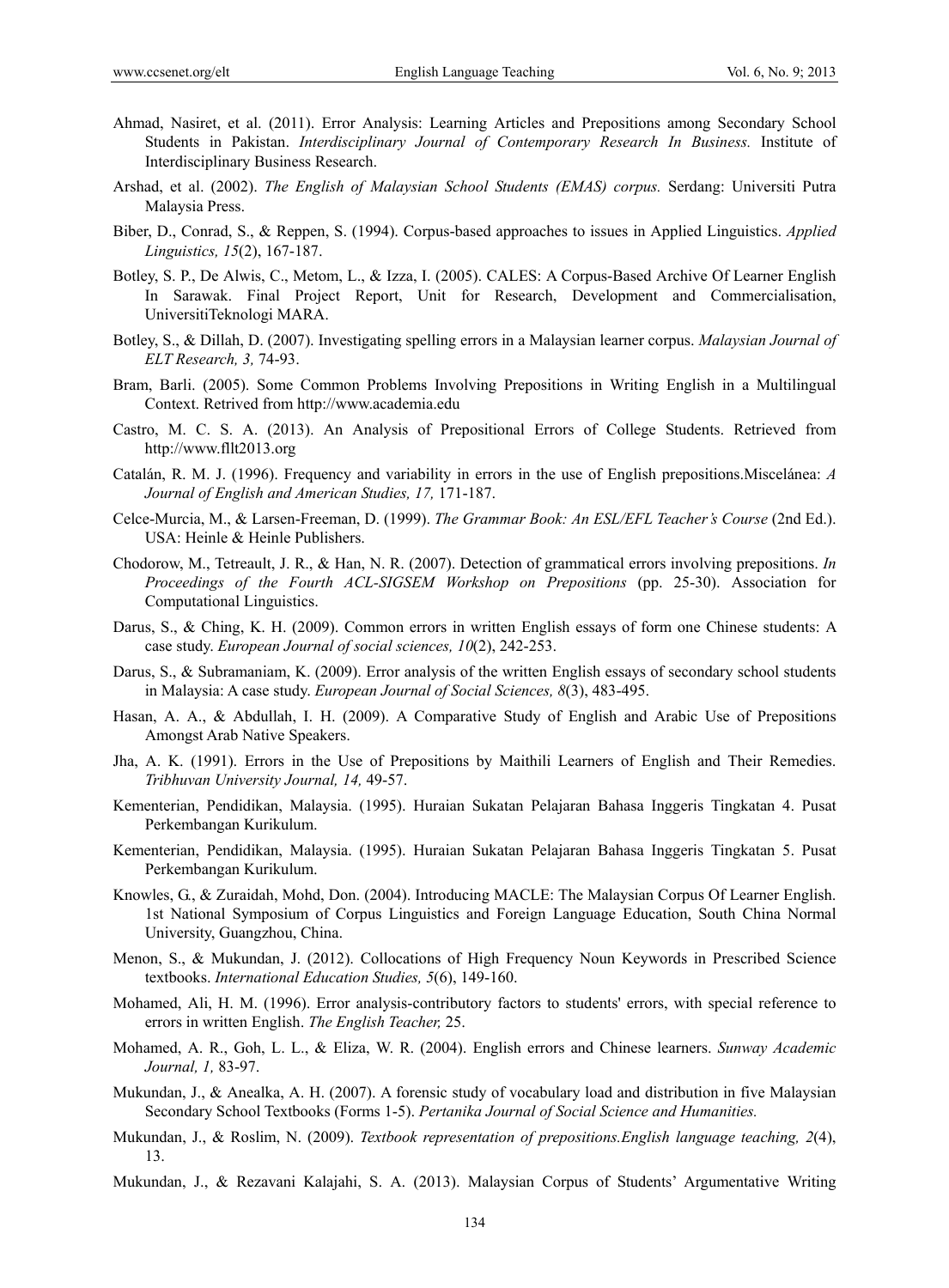Ahmad, Nasiret, et al. (2011). Error Analysis: Learning Articles and Prepositions among Secondary School Students in Pakistan. *Interdisciplinary Journal of Contemporary Research In Business.* Institute of Interdisciplinary Business Research.

Arshad, et al. (2002). *The English of Malaysian School Students (EMAS) corpus.* Serdang: Universiti Putra Malaysia Press.

Biber, D., Conrad, S., & Reppen, S. (1994). Corpus-based approaches to issues in Applied Linguistics. *Applied Linguistics, 15*(2), 167-187.

Botley, S. P., De Alwis, C., Metom, L., & Izza, I. (2005). CALES: A Corpus-Based Archive Of Learner English In Sarawak. Final Project Report, Unit for Research, Development and Commercialisation, UniversitiTeknologi MARA.

Botley, S., & Dillah, D. (2007). Investigating spelling errors in a Malaysian learner corpus. *Malaysian Journal of ELT Research, 3,* 74-93.

Bram, Barli. (2005). Some Common Problems Involving Prepositions in Writing English in a Multilingual Context. Retrived from http://www.academia.edu

Castro, M. C. S. A. (2013). An Analysis of Prepositional Errors of College Students. Retrieved from http://www.fllt2013.org

Catalán, R. M. J. (1996). Frequency and variability in errors in the use of English prepositions.Miscelánea: *A Journal of English and American Studies, 17,* 171-187.

Celce-Murcia, M., & Larsen-Freeman, D. (1999). *The Grammar Book: An ESL/EFL Teacher's Course* (2nd Ed.). USA: Heinle & Heinle Publishers.

Chodorow, M., Tetreault, J. R., & Han, N. R. (2007). Detection of grammatical errors involving prepositions. *In Proceedings of the Fourth ACL-SIGSEM Workshop on Prepositions* (pp. 25-30). Association for Computational Linguistics.

Darus, S., & Ching, K. H. (2009). Common errors in written English essays of form one Chinese students: A case study. *European Journal of social sciences, 10*(2), 242-253.

Darus, S., & Subramaniam, K. (2009). Error analysis of the written English essays of secondary school students in Malaysia: A case study. *European Journal of Social Sciences, 8*(3), 483-495.

Hasan, A. A., & Abdullah, I. H. (2009). A Comparative Study of English and Arabic Use of Prepositions Amongst Arab Native Speakers.

Jha, A. K. (1991). Errors in the Use of Prepositions by Maithili Learners of English and Their Remedies. *Tribhuvan University Journal, 14,* 49-57.

Kementerian, Pendidikan, Malaysia. (1995). Huraian Sukatan Pelajaran Bahasa Inggeris Tingkatan 4. Pusat Perkembangan Kurikulum.

Kementerian, Pendidikan, Malaysia. (1995). Huraian Sukatan Pelajaran Bahasa Inggeris Tingkatan 5. Pusat Perkembangan Kurikulum.

Knowles, G., & Zuraidah, Mohd, Don. (2004). Introducing MACLE: The Malaysian Corpus Of Learner English. 1st National Symposium of Corpus Linguistics and Foreign Language Education, South China Normal University, Guangzhou, China.

Menon, S., & Mukundan, J. (2012). Collocations of High Frequency Noun Keywords in Prescribed Science textbooks. *International Education Studies, 5*(6), 149-160.

Mohamed, Ali, H. M. (1996). Error analysis-contributory factors to students' errors, with special reference to errors in written English. *The English Teacher,* 25.

Mohamed, A. R., Goh, L. L., & Eliza, W. R. (2004). English errors and Chinese learners. *Sunway Academic Journal, 1,* 83-97.

Mukundan, J., & Anealka, A. H. (2007). A forensic study of vocabulary load and distribution in five Malaysian Secondary School Textbooks (Forms 1-5). *Pertanika Journal of Social Science and Humanities.*

Mukundan, J., & Roslim, N. (2009). *Textbook representation of prepositions.English language teaching, 2*(4), 13.

Mukundan, J., & Rezavani Kalajahi, S. A. (2013). Malaysian Corpus of Students' Argumentative Writing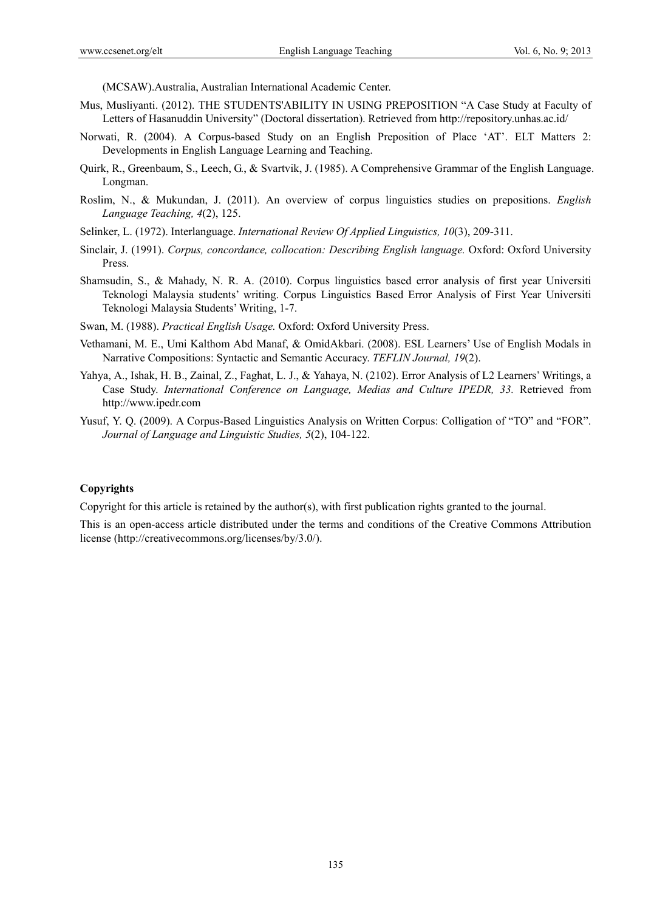(MCSAW).Australia, Australian International Academic Center.

Mus, Musliyanti. (2012). THE STUDENTS'ABILITY IN USING PREPOSITION "A Case Study at Faculty of Letters of Hasanuddin University" (Doctoral dissertation). Retrieved from http://repository.unhas.ac.id/

Norwati, R. (2004). A Corpus-based Study on an English Preposition of Place 'AT'. ELT Matters 2: Developments in English Language Learning and Teaching.

Quirk, R., Greenbaum, S., Leech, G., & Svartvik, J. (1985). A Comprehensive Grammar of the English Language. Longman.

Roslim, N., & Mukundan, J. (2011). An overview of corpus linguistics studies on prepositions. *English Language Teaching, 4*(2), 125.

Selinker, L. (1972). Interlanguage. *International Review Of Applied Linguistics, 10*(3), 209-311.

Sinclair, J. (1991). *Corpus, concordance, collocation: Describing English language.* Oxford: Oxford University Press.

Shamsudin, S., & Mahady, N. R. A. (2010). Corpus linguistics based error analysis of first year Universiti Teknologi Malaysia students' writing. Corpus Linguistics Based Error Analysis of First Year Universiti Teknologi Malaysia Students' Writing, 1-7.

Swan, M. (1988). *Practical English Usage.* Oxford: Oxford University Press.

Vethamani, M. E., Umi Kalthom Abd Manaf, & OmidAkbari. (2008). ESL Learners' Use of English Modals in Narrative Compositions: Syntactic and Semantic Accuracy. *TEFLIN Journal, 19*(2).

Yahya, A., Ishak, H. B., Zainal, Z., Faghat, L. J., & Yahaya, N. (2102). Error Analysis of L2 Learners' Writings, a Case Study. *International Conference on Language, Medias and Culture IPEDR, 33.* Retrieved from http://www.ipedr.com

Yusuf, Y. Q. (2009). A Corpus-Based Linguistics Analysis on Written Corpus: Colligation of "TO" and "FOR". *Journal of Language and Linguistic Studies, 5*(2), 104-122.

**Copyrights**

Copyright for this article is retained by the author(s), with first publication rights granted to the journal.

This is an open-access article distributed under the terms and conditions of the Creative Commons Attribution license (http://creativecommons.org/licenses/by/3.0/).